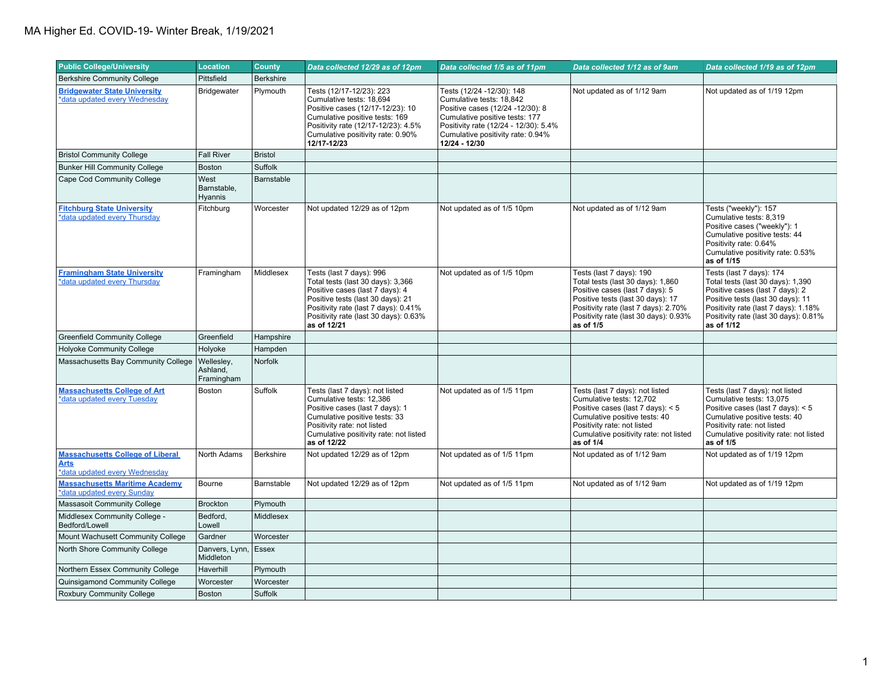# MA Higher Ed. COVID-19- Winter Break, 1/19/2021

| Public College/University | Location | County | *Data collected 12/29 as of 12pm* | *Data collected 1/5 as of 11pm* | *Data collected 1/12 as of 9am* | *Data collected 1/19 as of 12pm* |
|---|---|---|---|---|---|---|
| Berkshire Community College | Pittsfield | Berkshire | | | | |
| **Bridgewater State University** *data updated every Wednesday | Bridgewater | Plymouth | Tests (12/17-12/23): 223<br>Cumulative tests: 18,694<br>Positive cases (12/17-12/23): 10<br>Cumulative positive tests: 169<br>Positivity rate (12/17-12/23): 4.5%<br>Cumulative positivity rate: 0.90%<br>**12/17-12/23** | Tests (12/24 -12/30): 148<br>Cumulative tests: 18,842<br>Positive cases (12/24 -12/30): 8<br>Cumulative positive tests: 177<br>Positivity rate (12/24 - 12/30): 5.4%<br>Cumulative positivity rate: 0.94%<br>**12/24 - 12/30** | Not updated as of 1/12 9am | Not updated as of 1/19 12pm |
| Bristol Community College | Fall River | Bristol | | | | |
| Bunker Hill Community College | Boston | Suffolk | | | | |
| Cape Cod Community College | West Barnstable, Hyannis | Barnstable | | | | |
| **Fitchburg State University** *data updated every Thursday | Fitchburg | Worcester | Not updated 12/29 as of 12pm | Not updated as of 1/5 10pm | Not updated as of 1/12 9am | Tests ("weekly"): 157<br>Cumulative tests: 8,319<br>Positive cases ("weekly"): 1<br>Cumulative positive tests: 44<br>Positivity rate: 0.64%<br>Cumulative positivity rate: 0.53%<br>**as of 1/15** |
| **Framingham State University** *data updated every Thursday | Framingham | Middlesex | Tests (last 7 days): 996<br>Total tests (last 30 days): 3,366<br>Positive cases (last 7 days): 4<br>Positive tests (last 30 days): 21<br>Positivity rate (last 7 days): 0.41%<br>Positivity rate (last 30 days): 0.63%<br>**as of 12/21** | Not updated as of 1/5 10pm | Tests (last 7 days): 190<br>Total tests (last 30 days): 1,860<br>Positive cases (last 7 days): 5<br>Positive tests (last 30 days): 17<br>Positivity rate (last 7 days): 2.70%<br>Positivity rate (last 30 days): 0.93%<br>**as of 1/5** | Tests (last 7 days): 174<br>Total tests (last 30 days): 1,390<br>Positive cases (last 7 days): 2<br>Positive tests (last 30 days): 11<br>Positivity rate (last 7 days): 1.18%<br>Positivity rate (last 30 days): 0.81%<br>**as of 1/12** |
| Greenfield Community College | Greenfield | Hampshire | | | | |
| Holyoke Community College | Holyoke | Hampden | | | | |
| Massachusetts Bay Community College | Wellesley, Ashland, Framingham | Norfolk | | | | |
| **Massachusetts College of Art** *data updated every Tuesday | Boston | Suffolk | Tests (last 7 days): not listed<br>Cumulative tests: 12,386<br>Positive cases (last 7 days): 1<br>Cumulative positive tests: 33<br>Positivity rate: not listed<br>Cumulative positivity rate: not listed<br>**as of 12/22** | Not updated as of 1/5 11pm | Tests (last 7 days): not listed<br>Cumulative tests: 12,702<br>Positive cases (last 7 days): < 5<br>Cumulative positive tests: 40<br>Positivity rate: not listed<br>Cumulative positivity rate: not listed<br>**as of 1/4** | Tests (last 7 days): not listed<br>Cumulative tests: 13,075<br>Positive cases (last 7 days): < 5<br>Cumulative positive tests: 40<br>Positivity rate: not listed<br>Cumulative positivity rate: not listed<br>**as of 1/5** |
| **Massachusetts College of Liberal Arts** *data updated every Wednesday | North Adams | Berkshire | Not updated 12/29 as of 12pm | Not updated as of 1/5 11pm | Not updated as of 1/12 9am | Not updated as of 1/19 12pm |
| **Massachusetts Maritime Academy** *data updated every Sunday | Bourne | Barnstable | Not updated 12/29 as of 12pm | Not updated as of 1/5 11pm | Not updated as of 1/12 9am | Not updated as of 1/19 12pm |
| Massasoit Community College | Brockton | Plymouth | | | | |
| Middlesex Community College - Bedford/Lowell | Bedford, Lowell | Middlesex | | | | |
| Mount Wachusett Community College | Gardner | Worcester | | | | |
| North Shore Community College | Danvers, Lynn, Middleton | Essex | | | | |
| Northern Essex Community College | Haverhill | Plymouth | | | | |
| Quinsigamond Community College | Worcester | Worcester | | | | |
| Roxbury Community College | Boston | Suffolk | | | | |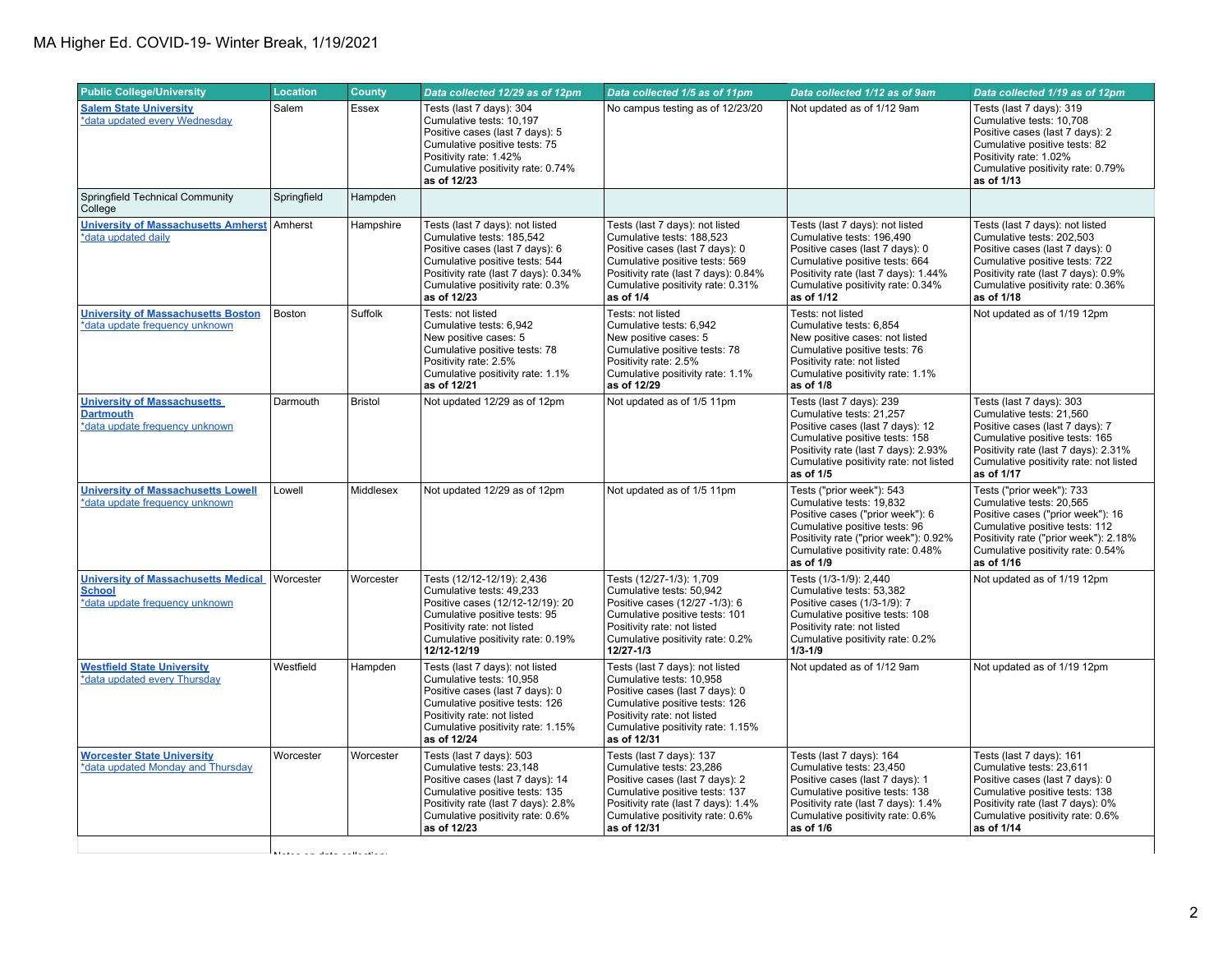MA Higher Ed. COVID-19- Winter Break, 1/19/2021

| Public College/University | Location | County | Data collected 12/29 as of 12pm | Data collected 1/5 as of 11pm | Data collected 1/12 as of 9am | Data collected 1/19 as of 12pm |
|---|---|---|---|---|---|---|
| **Salem State University** *data updated every Wednesday | Salem | Essex | Tests (last 7 days): 304<br>Cumulative tests: 10,197<br>Positive cases (last 7 days): 5<br>Cumulative positive tests: 75<br>Positivity rate: 1.42%<br>Cumulative positivity rate: 0.74%<br>**as of 12/23** | No campus testing as of 12/23/20 | Not updated as of 1/12 9am | Tests (last 7 days): 319<br>Cumulative tests: 10,708<br>Positive cases (last 7 days): 2<br>Cumulative positive tests: 82<br>Positivity rate: 1.02%<br>Cumulative positivity rate: 0.79%<br>**as of 1/13** |
| Springfield Technical Community College | Springfield | Hampden | | | | |
| **University of Massachusetts Amherst** *data updated daily | Amherst | Hampshire | Tests (last 7 days): not listed<br>Cumulative tests: 185,542<br>Positive cases (last 7 days): 6<br>Cumulative positive tests: 544<br>Positivity rate (last 7 days): 0.34%<br>Cumulative positivity rate: 0.3%<br>**as of 12/23** | Tests (last 7 days): not listed<br>Cumulative tests: 188,523<br>Positive cases (last 7 days): 0<br>Cumulative positive tests: 569<br>Positivity rate (last 7 days): 0.84%<br>Cumulative positivity rate: 0.31%<br>**as of 1/4** | Tests (last 7 days): not listed<br>Cumulative tests: 196,490<br>Positive cases (last 7 days): 0<br>Cumulative positive tests: 664<br>Positivity rate (last 7 days): 1.44%<br>Cumulative positivity rate: 0.34%<br>**as of 1/12** | Tests (last 7 days): not listed<br>Cumulative tests: 202,503<br>Positive cases (last 7 days): 0<br>Cumulative positive tests: 722<br>Positivity rate (last 7 days): 0.9%<br>Cumulative positivity rate: 0.36%<br>**as of 1/18** |
| **University of Massachusetts Boston** *data update frequency unknown | Boston | Suffolk | Tests: not listed<br>Cumulative tests: 6,942<br>New positive cases: 5<br>Cumulative positive tests: 78<br>Positivity rate: 2.5%<br>Cumulative positivity rate: 1.1%<br>**as of 12/21** | Tests: not listed<br>Cumulative tests: 6,942<br>New positive cases: 5<br>Cumulative positive tests: 78<br>Positivity rate: 2.5%<br>Cumulative positivity rate: 1.1%<br>**as of 12/29** | Tests: not listed<br>Cumulative tests: 6,854<br>New positive cases: not listed<br>Cumulative positive tests: 76<br>Positivity rate: not listed<br>Cumulative positivity rate: 1.1%<br>**as of 1/8** | Not updated as of 1/19 12pm |
| **University of Massachusetts Dartmouth** *data update frequency unknown | Darmouth | Bristol | Not updated 12/29 as of 12pm | Not updated as of 1/5 11pm | Tests (last 7 days): 239<br>Cumulative tests: 21,257<br>Positive cases (last 7 days): 12<br>Cumulative positive tests: 158<br>Positivity rate (last 7 days): 2.93%<br>Cumulative positivity rate: not listed<br>**as of 1/5** | Tests (last 7 days): 303<br>Cumulative tests: 21,560<br>Positive cases (last 7 days): 7<br>Cumulative positive tests: 165<br>Positivity rate (last 7 days): 2.31%<br>Cumulative positivity rate: not listed<br>**as of 1/17** |
| **University of Massachusetts Lowell** *data update frequency unknown | Lowell | Middlesex | Not updated 12/29 as of 12pm | Not updated as of 1/5 11pm | Tests ("prior week"): 543<br>Cumulative tests: 19,832<br>Positive cases ("prior week"): 6<br>Cumulative positive tests: 96<br>Positivity rate ("prior week"): 0.92%<br>Cumulative positivity rate: 0.48%<br>**as of 1/9** | Tests ("prior week"): 733<br>Cumulative tests: 20,565<br>Positive cases ("prior week"): 16<br>Cumulative positive tests: 112<br>Positivity rate ("prior week"): 2.18%<br>Cumulative positivity rate: 0.54%<br>**as of 1/16** |
| **University of Massachusetts Medical School** *data update frequency unknown | Worcester | Worcester | Tests (12/12-12/19): 2,436<br>Cumulative tests: 49,233<br>Positive cases (12/12-12/19): 20<br>Cumulative positive tests: 95<br>Positivity rate: not listed<br>Cumulative positivity rate: 0.19%<br>**12/12-12/19** | Tests (12/27-1/3): 1,709<br>Cumulative tests: 50,942<br>Positive cases (12/27 -1/3): 6<br>Cumulative positive tests: 101<br>Positivity rate: not listed<br>Cumulative positivity rate: 0.2%<br>**12/27-1/3** | Tests (1/3-1/9): 2,440<br>Cumulative tests: 53,382<br>Positive cases (1/3-1/9): 7<br>Cumulative positive tests: 108<br>Positivity rate: not listed<br>Cumulative positivity rate: 0.2%<br>**1/3-1/9** | Not updated as of 1/19 12pm |
| **Westfield State University** *data updated every Thursday | Westfield | Hampden | Tests (last 7 days): not listed<br>Cumulative tests: 10,958<br>Positive cases (last 7 days): 0<br>Cumulative positive tests: 126<br>Positivity rate: not listed<br>Cumulative positivity rate: 1.15%<br>**as of 12/24** | Tests (last 7 days): not listed<br>Cumulative tests: 10,958<br>Positive cases (last 7 days): 0<br>Cumulative positive tests: 126<br>Positivity rate: not listed<br>Cumulative positivity rate: 1.15%<br>**as of 12/31** | Not updated as of 1/12 9am | Not updated as of 1/19 12pm |
| **Worcester State University** *data updated Monday and Thursday | Worcester | Worcester | Tests (last 7 days): 503<br>Cumulative tests: 23,148<br>Positive cases (last 7 days): 14<br>Cumulative positive tests: 135<br>Positivity rate (last 7 days): 2.8%<br>Cumulative positivity rate: 0.6%<br>**as of 12/23** | Tests (last 7 days): 137<br>Cumulative tests: 23,286<br>Positive cases (last 7 days): 2<br>Cumulative positive tests: 137<br>Positivity rate (last 7 days): 1.4%<br>Cumulative positivity rate: 0.6%<br>**as of 12/31** | Tests (last 7 days): 164<br>Cumulative tests: 23,450<br>Positive cases (last 7 days): 1<br>Cumulative positive tests: 138<br>Positivity rate (last 7 days): 1.4%<br>Cumulative positivity rate: 0.6%<br>**as of 1/6** | Tests (last 7 days): 161<br>Cumulative tests: 23,611<br>Positive cases (last 7 days): 0<br>Cumulative positive tests: 138<br>Positivity rate (last 7 days): 0%<br>Cumulative positivity rate: 0.6%<br>**as of 1/14** |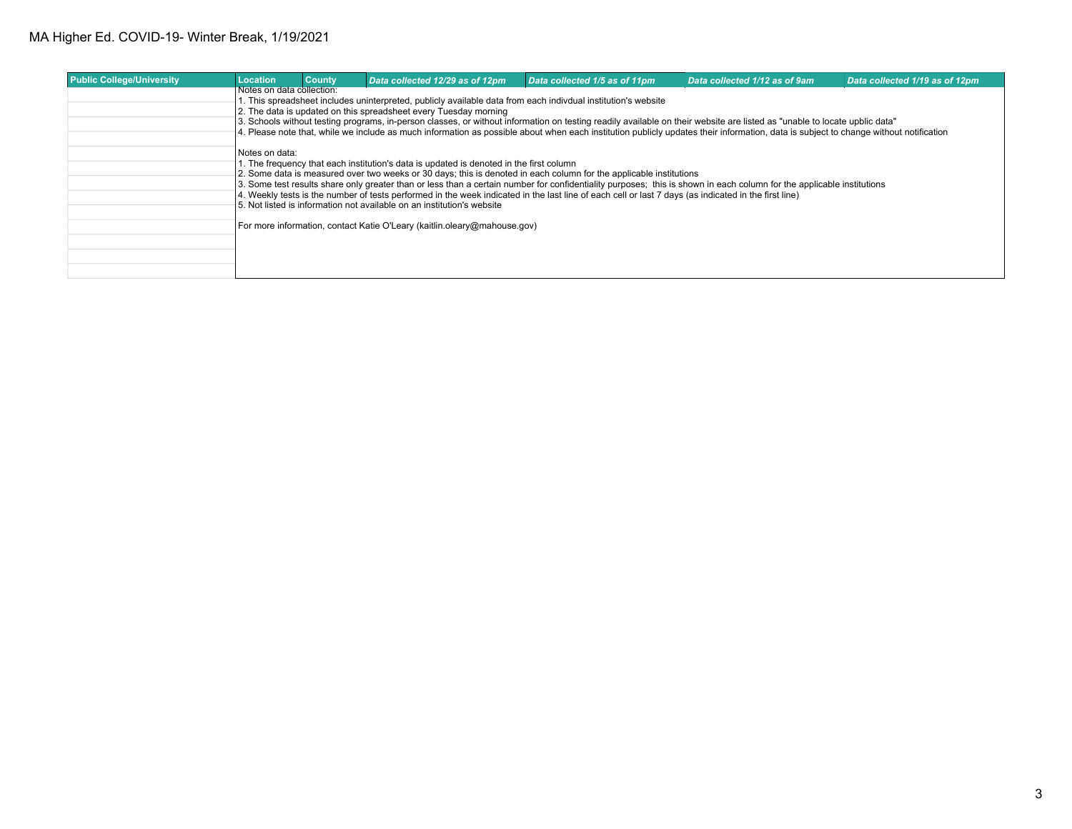MA Higher Ed. COVID-19- Winter Break, 1/19/2021

| Public College/University | Location | County | *Data collected 12/29 as of 12pm* | *Data collected 1/5 as of 11pm* | *Data collected 1/12 as of 9am* | *Data collected 1/19 as of 12pm* |
|---|---|---|---|---|---|---|

Notes on data collection:
1. This spreadsheet includes uninterpreted, publicly available data from each indivdual institution's website
2. The data is updated on this spreadsheet every Tuesday morning
3. Schools without testing programs, in-person classes, or without information on testing readily available on their website are listed as "unable to locate upblic data"
4. Please note that, while we include as much information as possible about when each institution publicly updates their information, data is subject to change without notification

Notes on data:
1. The frequency that each institution's data is updated is denoted in the first column
2. Some data is measured over two weeks or 30 days; this is denoted in each column for the applicable institutions
3. Some test results share only greater than or less than a certain number for confidentiality purposes; this is shown in each column for the applicable institutions
4. Weekly tests is the number of tests performed in the week indicated in the last line of each cell or last 7 days (as indicated in the first line)
5. Not listed is information not available on an institution's website

For more information, contact Katie O'Leary (kaitlin.oleary@mahouse.gov)